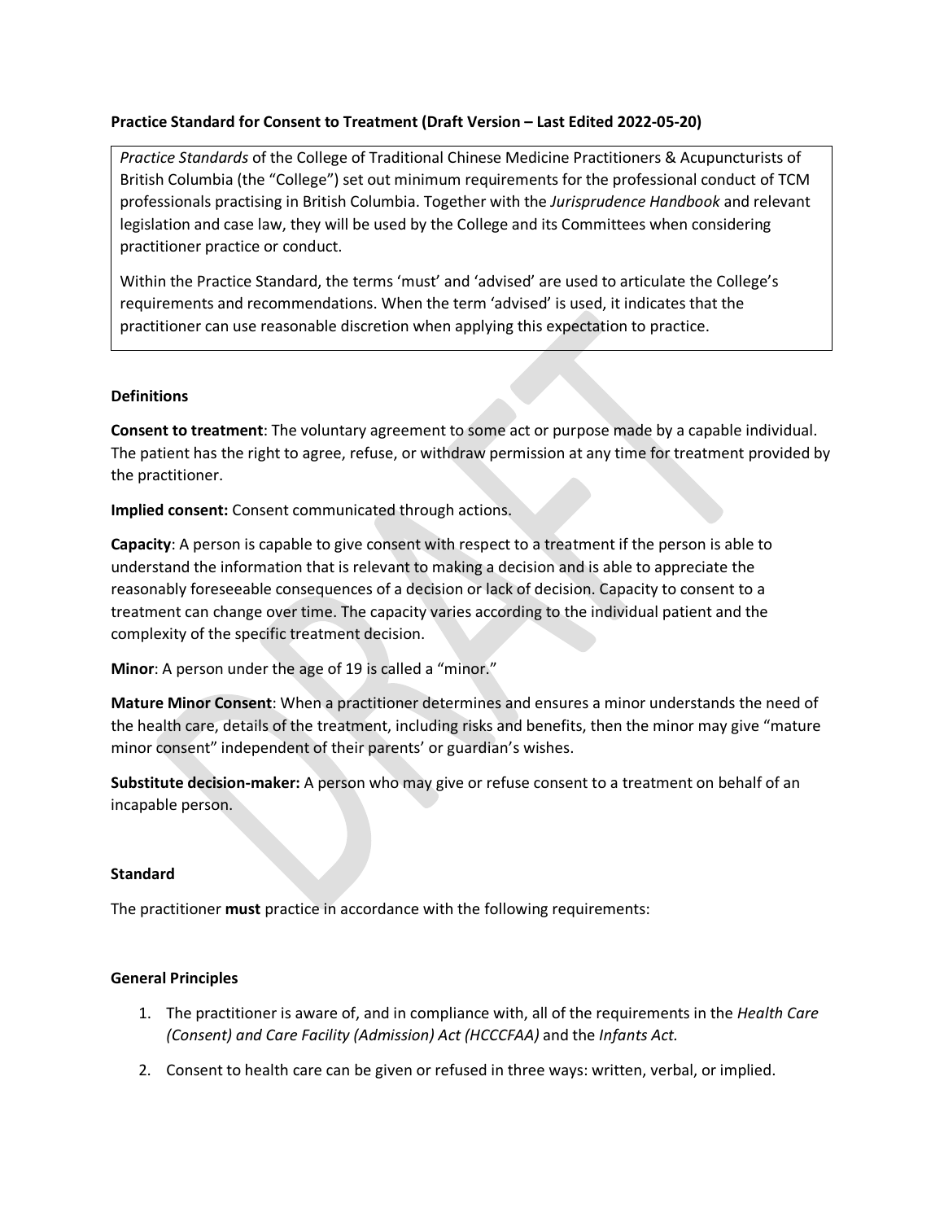**Practice Standard for Consent to Treatment (Draft Version – Last Edited 2022-05-20)**

> *Practice Standards* of the College of Traditional Chinese Medicine Practitioners & Acupuncturists of British Columbia (the "College") set out minimum requirements for the professional conduct of TCM professionals practising in British Columbia. Together with the *Jurisprudence Handbook* and relevant legislation and case law, they will be used by the College and its Committees when considering practitioner practice or conduct.
>
> Within the Practice Standard, the terms 'must' and 'advised' are used to articulate the College's requirements and recommendations. When the term 'advised' is used, it indicates that the practitioner can use reasonable discretion when applying this expectation to practice.

## Definitions

**Consent to treatment**: The voluntary agreement to some act or purpose made by a capable individual. The patient has the right to agree, refuse, or withdraw permission at any time for treatment provided by the practitioner.

**Implied consent:** Consent communicated through actions.

**Capacity**: A person is capable to give consent with respect to a treatment if the person is able to understand the information that is relevant to making a decision and is able to appreciate the reasonably foreseeable consequences of a decision or lack of decision. Capacity to consent to a treatment can change over time. The capacity varies according to the individual patient and the complexity of the specific treatment decision.

**Minor**: A person under the age of 19 is called a "minor."

**Mature Minor Consent**: When a practitioner determines and ensures a minor understands the need of the health care, details of the treatment, including risks and benefits, then the minor may give "mature minor consent" independent of their parents' or guardian's wishes.

**Substitute decision-maker:** A person who may give or refuse consent to a treatment on behalf of an incapable person.

## Standard

The practitioner **must** practice in accordance with the following requirements:

### General Principles

1. The practitioner is aware of, and in compliance with, all of the requirements in the *Health Care (Consent) and Care Facility (Admission) Act (HCCCFAA)* and the *Infants Act.*
2. Consent to health care can be given or refused in three ways: written, verbal, or implied.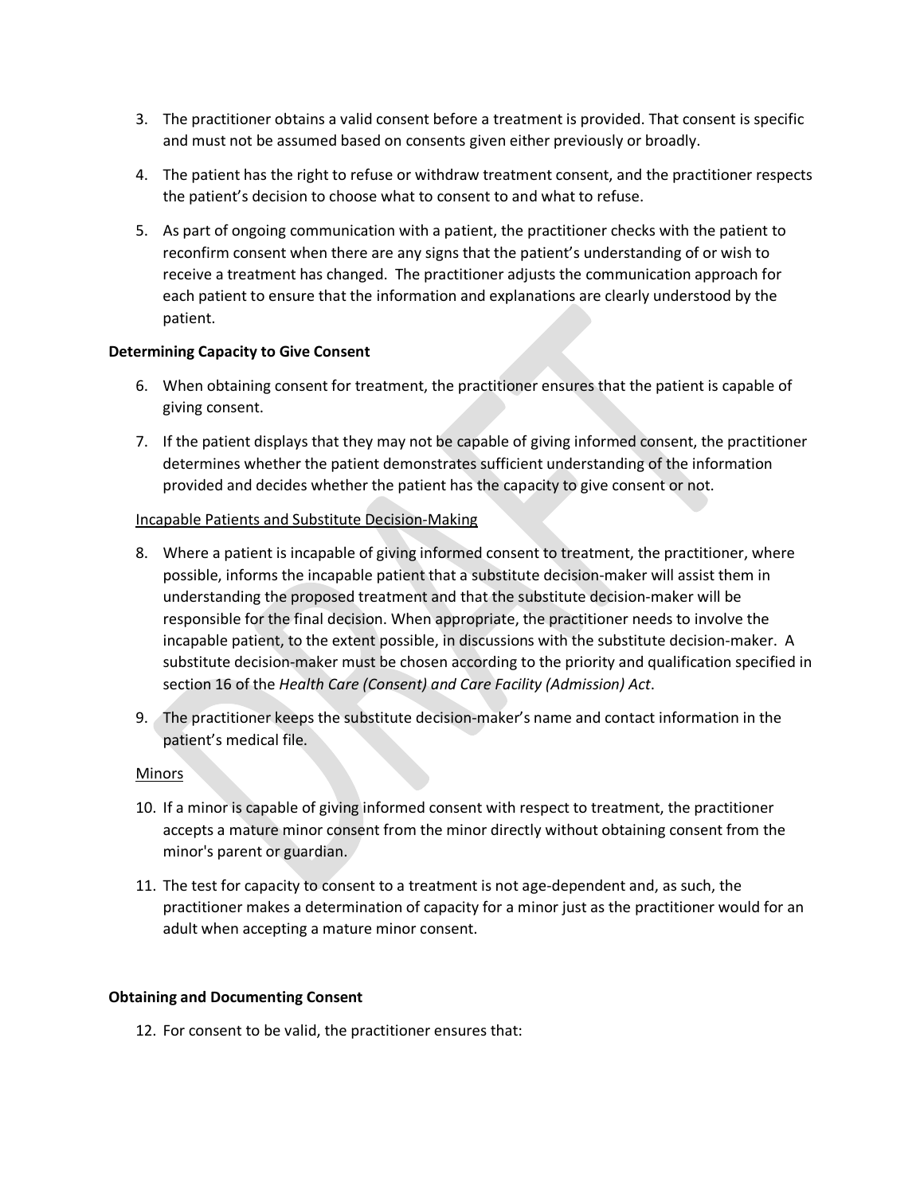3. The practitioner obtains a valid consent before a treatment is provided. That consent is specific and must not be assumed based on consents given either previously or broadly.

4. The patient has the right to refuse or withdraw treatment consent, and the practitioner respects the patient's decision to choose what to consent to and what to refuse.

5. As part of ongoing communication with a patient, the practitioner checks with the patient to reconfirm consent when there are any signs that the patient's understanding of or wish to receive a treatment has changed. The practitioner adjusts the communication approach for each patient to ensure that the information and explanations are clearly understood by the patient.

**Determining Capacity to Give Consent**

6. When obtaining consent for treatment, the practitioner ensures that the patient is capable of giving consent.

7. If the patient displays that they may not be capable of giving informed consent, the practitioner determines whether the patient demonstrates sufficient understanding of the information provided and decides whether the patient has the capacity to give consent or not.

<u>Incapable Patients and Substitute Decision-Making</u>

8. Where a patient is incapable of giving informed consent to treatment, the practitioner, where possible, informs the incapable patient that a substitute decision-maker will assist them in understanding the proposed treatment and that the substitute decision-maker will be responsible for the final decision. When appropriate, the practitioner needs to involve the incapable patient, to the extent possible, in discussions with the substitute decision-maker. A substitute decision-maker must be chosen according to the priority and qualification specified in section 16 of the *Health Care (Consent) and Care Facility (Admission) Act*.

9. The practitioner keeps the substitute decision-maker's name and contact information in the patient's medical file.

<u>Minors</u>

10. If a minor is capable of giving informed consent with respect to treatment, the practitioner accepts a mature minor consent from the minor directly without obtaining consent from the minor's parent or guardian.

11. The test for capacity to consent to a treatment is not age-dependent and, as such, the practitioner makes a determination of capacity for a minor just as the practitioner would for an adult when accepting a mature minor consent.

**Obtaining and Documenting Consent**

12. For consent to be valid, the practitioner ensures that: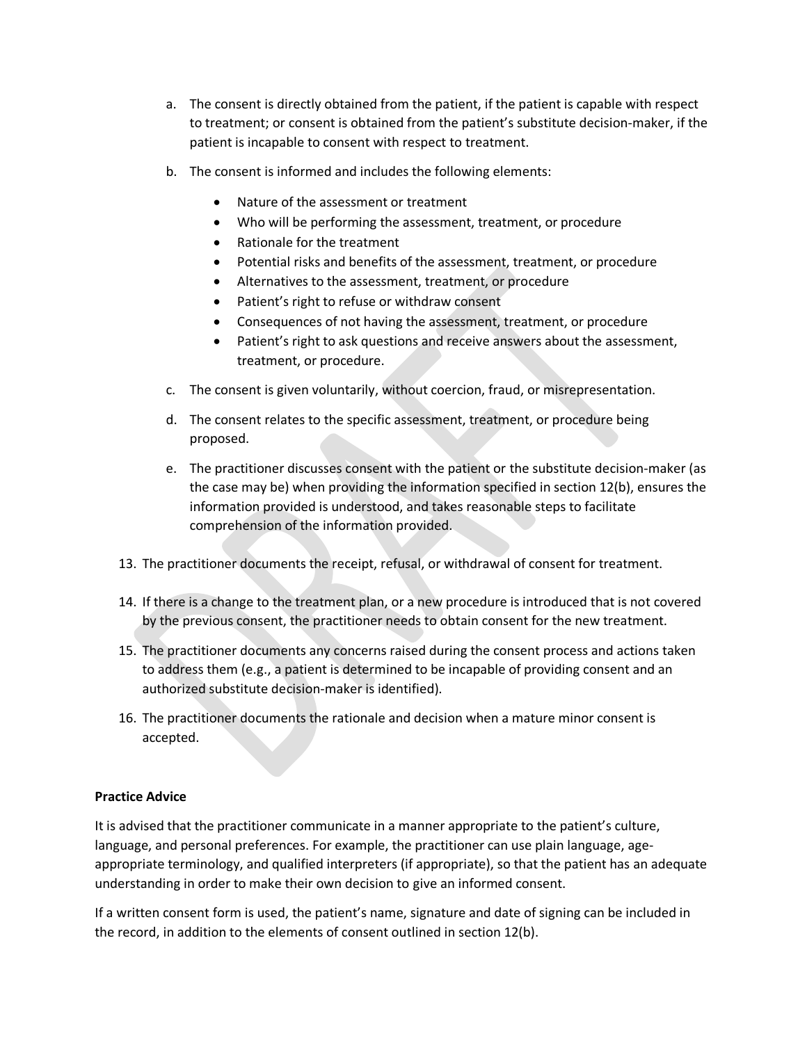a. The consent is directly obtained from the patient, if the patient is capable with respect to treatment; or consent is obtained from the patient's substitute decision-maker, if the patient is incapable to consent with respect to treatment.

b. The consent is informed and includes the following elements:

   - Nature of the assessment or treatment
   - Who will be performing the assessment, treatment, or procedure
   - Rationale for the treatment
   - Potential risks and benefits of the assessment, treatment, or procedure
   - Alternatives to the assessment, treatment, or procedure
   - Patient's right to refuse or withdraw consent
   - Consequences of not having the assessment, treatment, or procedure
   - Patient's right to ask questions and receive answers about the assessment, treatment, or procedure.

c. The consent is given voluntarily, without coercion, fraud, or misrepresentation.

d. The consent relates to the specific assessment, treatment, or procedure being proposed.

e. The practitioner discusses consent with the patient or the substitute decision-maker (as the case may be) when providing the information specified in section 12(b), ensures the information provided is understood, and takes reasonable steps to facilitate comprehension of the information provided.

13. The practitioner documents the receipt, refusal, or withdrawal of consent for treatment.

14. If there is a change to the treatment plan, or a new procedure is introduced that is not covered by the previous consent, the practitioner needs to obtain consent for the new treatment.

15. The practitioner documents any concerns raised during the consent process and actions taken to address them (e.g., a patient is determined to be incapable of providing consent and an authorized substitute decision-maker is identified).

16. The practitioner documents the rationale and decision when a mature minor consent is accepted.

**Practice Advice**

It is advised that the practitioner communicate in a manner appropriate to the patient's culture, language, and personal preferences. For example, the practitioner can use plain language, age-appropriate terminology, and qualified interpreters (if appropriate), so that the patient has an adequate understanding in order to make their own decision to give an informed consent.

If a written consent form is used, the patient's name, signature and date of signing can be included in the record, in addition to the elements of consent outlined in section 12(b).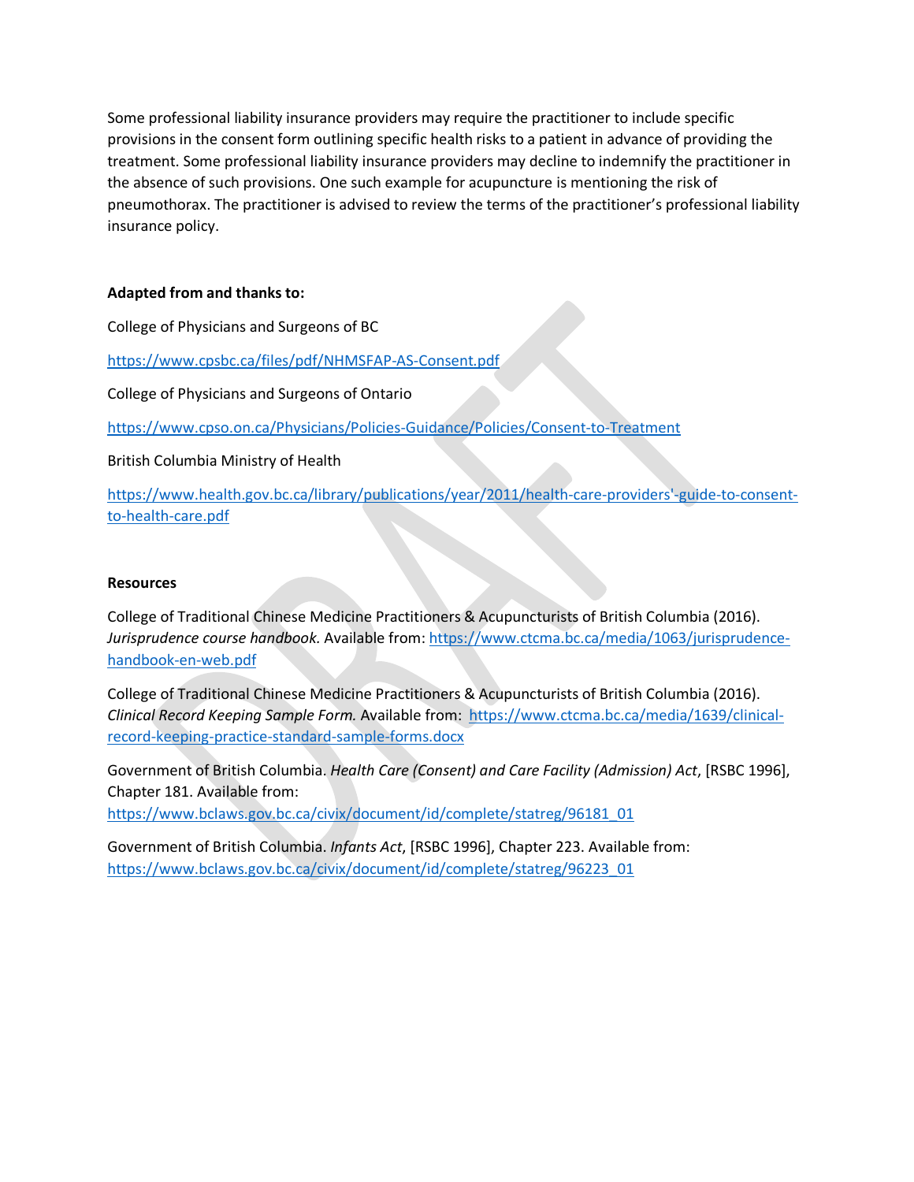Some professional liability insurance providers may require the practitioner to include specific provisions in the consent form outlining specific health risks to a patient in advance of providing the treatment. Some professional liability insurance providers may decline to indemnify the practitioner in the absence of such provisions. One such example for acupuncture is mentioning the risk of pneumothorax. The practitioner is advised to review the terms of the practitioner's professional liability insurance policy.

**Adapted from and thanks to:**

College of Physicians and Surgeons of BC

https://www.cpsbc.ca/files/pdf/NHMSFAP-AS-Consent.pdf

College of Physicians and Surgeons of Ontario

https://www.cpso.on.ca/Physicians/Policies-Guidance/Policies/Consent-to-Treatment

British Columbia Ministry of Health

https://www.health.gov.bc.ca/library/publications/year/2011/health-care-providers'-guide-to-consent-to-health-care.pdf

**Resources**

College of Traditional Chinese Medicine Practitioners & Acupuncturists of British Columbia (2016). *Jurisprudence course handbook.* Available from: https://www.ctcma.bc.ca/media/1063/jurisprudence-handbook-en-web.pdf

College of Traditional Chinese Medicine Practitioners & Acupuncturists of British Columbia (2016). *Clinical Record Keeping Sample Form.* Available from: https://www.ctcma.bc.ca/media/1639/clinical-record-keeping-practice-standard-sample-forms.docx

Government of British Columbia. *Health Care (Consent) and Care Facility (Admission) Act*, [RSBC 1996], Chapter 181. Available from: https://www.bclaws.gov.bc.ca/civix/document/id/complete/statreg/96181_01

Government of British Columbia. *Infants Act*, [RSBC 1996], Chapter 223. Available from: https://www.bclaws.gov.bc.ca/civix/document/id/complete/statreg/96223_01